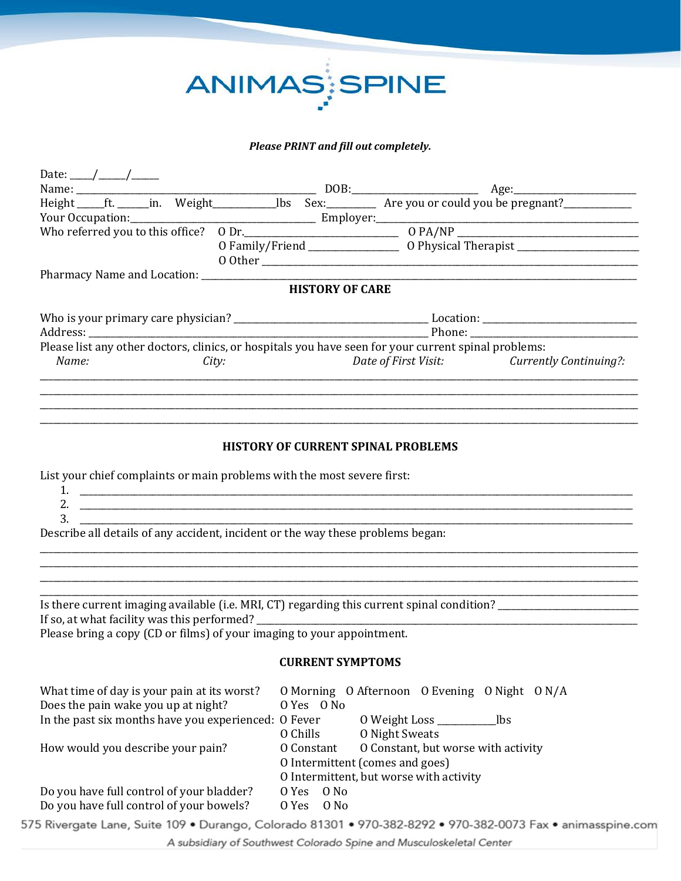# ANIMAS SPINE

***Please PRINT and fill out completely.***

Date: ____/_____/_____

Name: ______________________________________________ DOB:________________________ Age:________________________

Height _____ft. ______in. Weight___________lbs Sex:_________ Are you or could you be pregnant?_____________

Your Occupation:___________________________________ Employer:_____________________________________________________

Who referred you to this office? O Dr.______________________________ O PA/NP ___________________________________

O Family/Friend _________________ O Physical Therapist ________________________

O Other ___________________________________________________________________________

Pharmacy Name and Location: ______________________________________________________________________________

## HISTORY OF CARE

Who is your primary care physician? _______________________________________ Location: ______________________________

Address: ___________________________________________________________________________ Phone: ___________________________

Please list any other doctors, clinics, or hospitals you have seen for your current spinal problems:

*Name:* *City:* *Date of First Visit:* *Currently Continuing?:*

______________________________________________________________________________________________________________

______________________________________________________________________________________________________________

______________________________________________________________________________________________________________

______________________________________________________________________________________________________________

## HISTORY OF CURRENT SPINAL PROBLEMS

List your chief complaints or main problems with the most severe first:

1. ______________________________________________________________________________________________________
2. ______________________________________________________________________________________________________
3. ______________________________________________________________________________________________________

Describe all details of any accident, incident or the way these problems began:

______________________________________________________________________________________________________________

______________________________________________________________________________________________________________

______________________________________________________________________________________________________________

______________________________________________________________________________________________________________

Is there current imaging available (i.e. MRI, CT) regarding this current spinal condition? ___________________________

If so, at what facility was this performed? _________________________________________________________________________

Please bring a copy (CD or films) of your imaging to your appointment.

## CURRENT SYMPTOMS

What time of day is your pain at its worst? O Morning O Afternoon O Evening O Night O N/A

Does the pain wake you up at night? O Yes O No

In the past six months have you experienced: O Fever O Weight Loss __________lbs

O Chills O Night Sweats

How would you describe your pain? O Constant O Constant, but worse with activity

O Intermittent (comes and goes)

O Intermittent, but worse with activity

Do you have full control of your bladder? O Yes O No

Do you have full control of your bowels? O Yes O No

575 Rivergate Lane, Suite 109 • Durango, Colorado 81301 • 970-382-8292 • 970-382-0073 Fax • animasspine.com

*A subsidiary of Southwest Colorado Spine and Musculoskeletal Center*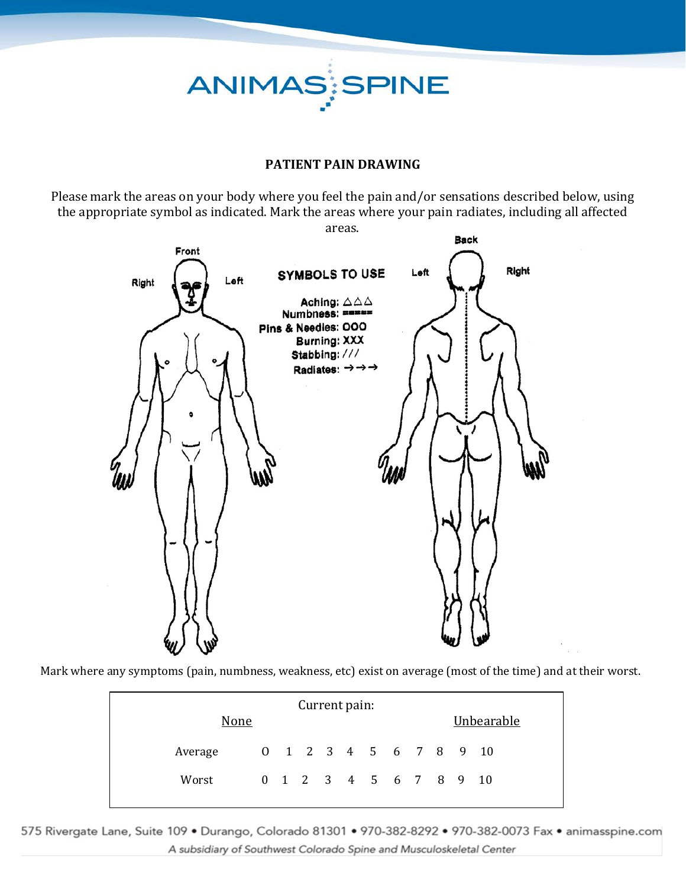# ANIMAS SPINE

## PATIENT PAIN DRAWING

Please mark the areas on your body where you feel the pain and/or sensations described below, using the appropriate symbol as indicated. Mark the areas where your pain radiates, including all affected areas.

Front — Right / Left

Back — Left / Right

**SYMBOLS TO USE**

- Aching: △△△
- Numbness: =====
- Pins & Needles: OOO
- Burning: XXX
- Stabbing: ///
- Radiates: →→→

Mark where any symptoms (pain, numbness, weakness, etc) exist on average (most of the time) and at their worst.

| Current pain: | | | | | | | | | | | |
|---|---|---|---|---|---|---|---|---|---|---|---|
| | None | | | | | | | | | Unbearable | |
| Average | 0 | 1 | 2 | 3 | 4 | 5 | 6 | 7 | 8 | 9 | 10 |
| Worst | 0 | 1 | 2 | 3 | 4 | 5 | 6 | 7 | 8 | 9 | 10 |

575 Rivergate Lane, Suite 109 • Durango, Colorado 81301 • 970-382-8292 • 970-382-0073 Fax • animasspine.com

*A subsidiary of Southwest Colorado Spine and Musculoskeletal Center*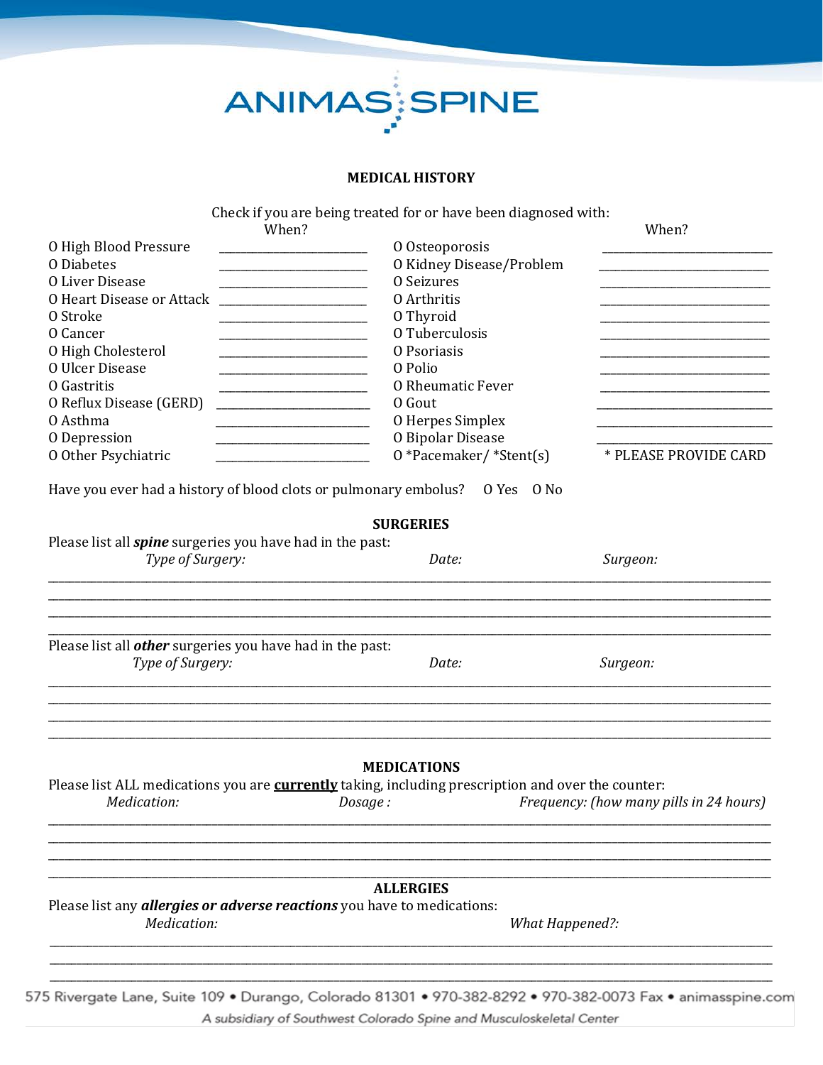ANIMAS SPINE

## MEDICAL HISTORY

Check if you are being treated for or have been diagnosed with:

| | When? | | When? |
|---|---|---|---|
| O High Blood Pressure | ________________ | O Osteoporosis | ________________ |
| O Diabetes | ________________ | O Kidney Disease/Problem | ________________ |
| O Liver Disease | ________________ | O Seizures | ________________ |
| O Heart Disease or Attack | ________________ | O Arthritis | ________________ |
| O Stroke | ________________ | O Thyroid | ________________ |
| O Cancer | ________________ | O Tuberculosis | ________________ |
| O High Cholesterol | ________________ | O Psoriasis | ________________ |
| O Ulcer Disease | ________________ | O Polio | ________________ |
| O Gastritis | ________________ | O Rheumatic Fever | ________________ |
| O Reflux Disease (GERD) | ________________ | O Gout | ________________ |
| O Asthma | ________________ | O Herpes Simplex | ________________ |
| O Depression | ________________ | O Bipolar Disease | ________________ |
| O Other Psychiatric | ________________ | O *Pacemaker/ *Stent(s) | * PLEASE PROVIDE CARD |

Have you ever had a history of blood clots or pulmonary embolus? O Yes O No

### SURGERIES

Please list all ***spine*** surgeries you have had in the past:

| *Type of Surgery:* | *Date:* | *Surgeon:* |
|---|---|---|
| | | |
| | | |
| | | |
| | | |

Please list all ***other*** surgeries you have had in the past:

| *Type of Surgery:* | *Date:* | *Surgeon:* |
|---|---|---|
| | | |
| | | |
| | | |
| | | |

### MEDICATIONS

Please list ALL medications you are **currently** taking, including prescription and over the counter:

| *Medication:* | *Dosage :* | *Frequency: (how many pills in 24 hours)* |
|---|---|---|
| | | |
| | | |
| | | |
| | | |

### ALLERGIES

Please list any ***allergies or adverse reactions*** you have to medications:

| *Medication:* | *What Happened?:* |
|---|---|
| | |
| | |
| | |

575 Rivergate Lane, Suite 109 • Durango, Colorado 81301 • 970-382-8292 • 970-382-0073 Fax • animasspine.com

*A subsidiary of Southwest Colorado Spine and Musculoskeletal Center*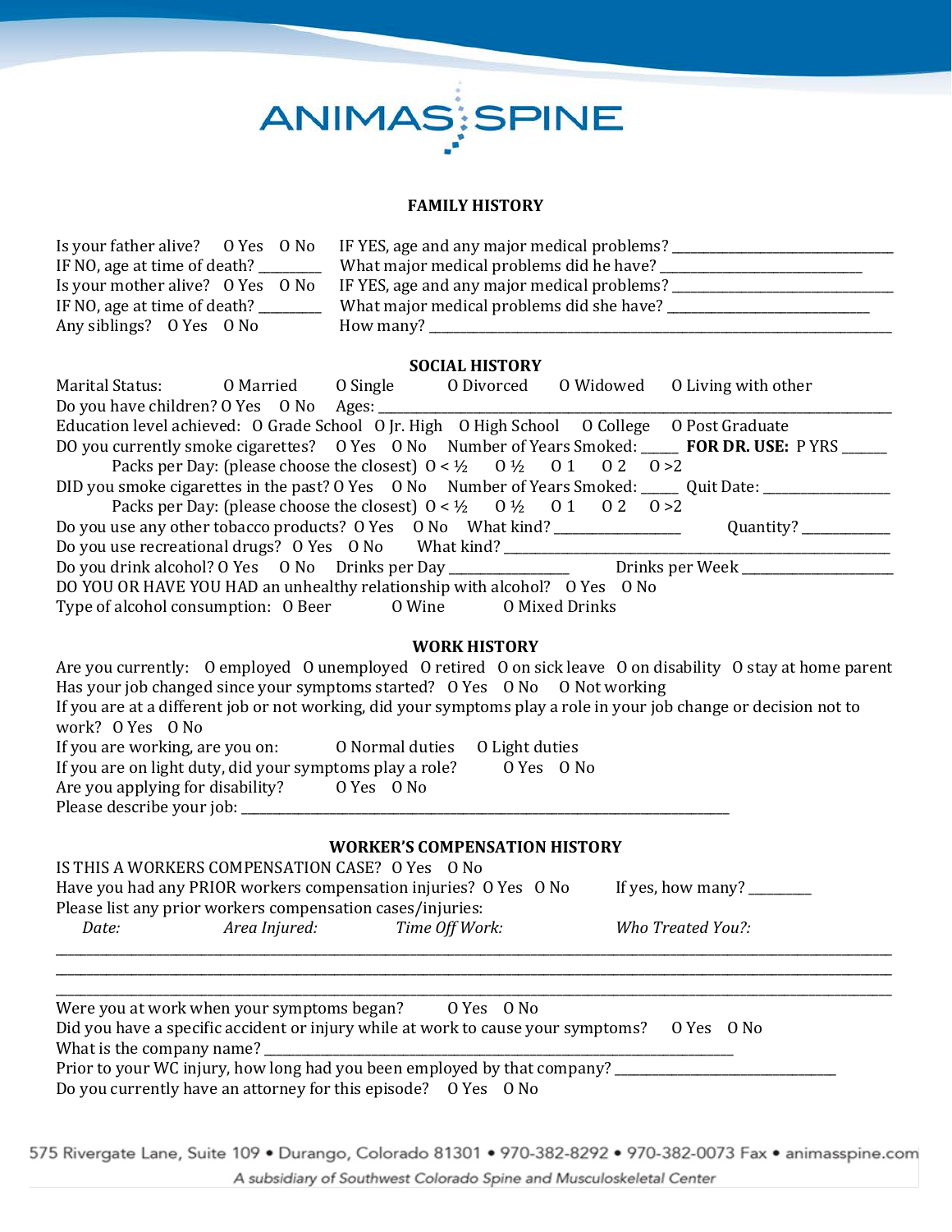ANIMAS SPINE

## FAMILY HISTORY

Is your father alive? O Yes O No IF YES, age and any major medical problems? ______________________________
IF NO, age at time of death? ________ What major medical problems did he have? ___________________________
Is your mother alive? O Yes O No IF YES, age and any major medical problems? ______________________________
IF NO, age at time of death? ________ What major medical problems did she have? ___________________________
Any siblings? O Yes O No How many? ___________________________________________________________________

## SOCIAL HISTORY

Marital Status: O Married O Single O Divorced O Widowed O Living with other
Do you have children? O Yes O No Ages: ___________________________________________________________________
Education level achieved: O Grade School O Jr. High O High School O College O Post Graduate
DO you currently smoke cigarettes? O Yes O No Number of Years Smoked: _____ **FOR DR. USE:** P YRS ______
Packs per Day: (please choose the closest) O < ½ O ½ O 1 O 2 O >2
DID you smoke cigarettes in the past? O Yes O No Number of Years Smoked: _____ Quit Date: _________________
Packs per Day: (please choose the closest) O < ½ O ½ O 1 O 2 O >2
Do you use any other tobacco products? O Yes O No What kind? _________________ Quantity? ____________
Do you use recreational drugs? O Yes O No What kind? ____________________________________________________
Do you drink alcohol? O Yes O No Drinks per Day ________________ Drinks per Week ______________________
DO YOU OR HAVE YOU HAD an unhealthy relationship with alcohol? O Yes O No
Type of alcohol consumption: O Beer O Wine O Mixed Drinks

## WORK HISTORY

Are you currently: O employed O unemployed O retired O on sick leave O on disability O stay at home parent
Has your job changed since your symptoms started? O Yes O No O Not working
If you are at a different job or not working, did your symptoms play a role in your job change or decision not to work? O Yes O No
If you are working, are you on: O Normal duties O Light duties
If you are on light duty, did your symptoms play a role? O Yes O No
Are you applying for disability? O Yes O No
Please describe your job: ___________________________________________________________________________

## WORKER'S COMPENSATION HISTORY

IS THIS A WORKERS COMPENSATION CASE? O Yes O No
Have you had any PRIOR workers compensation injuries? O Yes O No If yes, how many? ________
Please list any prior workers compensation cases/injuries:

| *Date:* | *Area Injured:* | *Time Off Work:* | *Who Treated You?:* |
|---|---|---|---|
| | | | |
| | | | |
| | | | |

Were you at work when your symptoms began? O Yes O No
Did you have a specific accident or injury while at work to cause your symptoms? O Yes O No
What is the company name? _____________________________________________________________________
Prior to your WC injury, how long had you been employed by that company? ______________________________
Do you currently have an attorney for this episode? O Yes O No

575 Rivergate Lane, Suite 109 • Durango, Colorado 81301 • 970-382-8292 • 970-382-0073 Fax • animasspine.com
*A subsidiary of Southwest Colorado Spine and Musculoskeletal Center*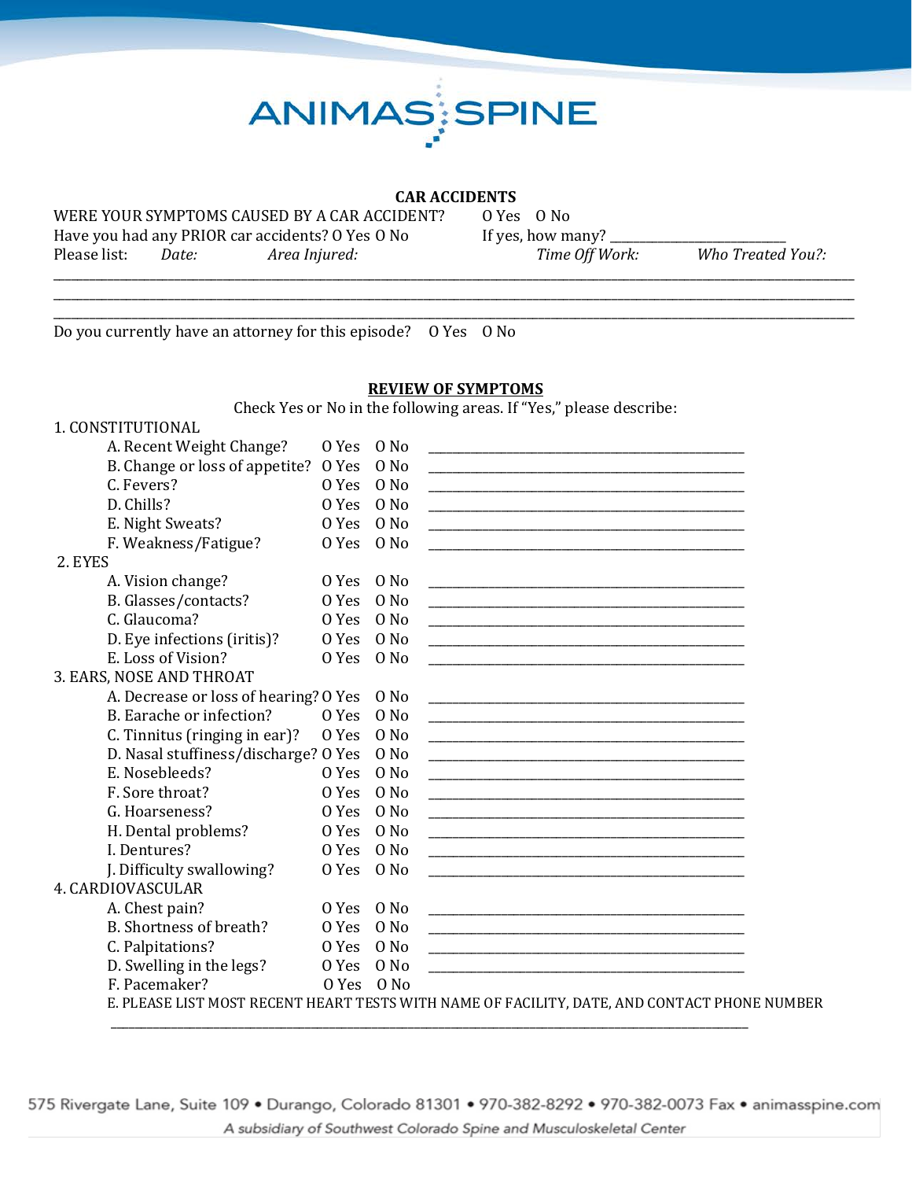ANIMAS SPINE

## CAR ACCIDENTS

WERE YOUR SYMPTOMS CAUSED BY A CAR ACCIDENT? O Yes O No

Have you had any PRIOR car accidents? O Yes O No If yes, how many? ___________________________

Please list: *Date:* *Area Injured:* *Time Off Work:* *Who Treated You?:*

_______________________________________________________________________________________________

_______________________________________________________________________________________________

_______________________________________________________________________________________________

Do you currently have an attorney for this episode? O Yes O No

## REVIEW OF SYMPTOMS

Check Yes or No in the following areas. If "Yes," please describe:

**1. CONSTITUTIONAL**

| | | | |
|---|---|---|---|
| A. Recent Weight Change? | O Yes | O No | ____________________ |
| B. Change or loss of appetite? | O Yes | O No | ____________________ |
| C. Fevers? | O Yes | O No | ____________________ |
| D. Chills? | O Yes | O No | ____________________ |
| E. Night Sweats? | O Yes | O No | ____________________ |
| F. Weakness/Fatigue? | O Yes | O No | ____________________ |

**2. EYES**

| | | | |
|---|---|---|---|
| A. Vision change? | O Yes | O No | ____________________ |
| B. Glasses/contacts? | O Yes | O No | ____________________ |
| C. Glaucoma? | O Yes | O No | ____________________ |
| D. Eye infections (iritis)? | O Yes | O No | ____________________ |
| E. Loss of Vision? | O Yes | O No | ____________________ |

**3. EARS, NOSE AND THROAT**

| | | | |
|---|---|---|---|
| A. Decrease or loss of hearing? | O Yes | O No | ____________________ |
| B. Earache or infection? | O Yes | O No | ____________________ |
| C. Tinnitus (ringing in ear)? | O Yes | O No | ____________________ |
| D. Nasal stuffiness/discharge? | O Yes | O No | ____________________ |
| E. Nosebleeds? | O Yes | O No | ____________________ |
| F. Sore throat? | O Yes | O No | ____________________ |
| G. Hoarseness? | O Yes | O No | ____________________ |
| H. Dental problems? | O Yes | O No | ____________________ |
| I. Dentures? | O Yes | O No | ____________________ |
| J. Difficulty swallowing? | O Yes | O No | ____________________ |

**4. CARDIOVASCULAR**

| | | | |
|---|---|---|---|
| A. Chest pain? | O Yes | O No | ____________________ |
| B. Shortness of breath? | O Yes | O No | ____________________ |
| C. Palpitations? | O Yes | O No | ____________________ |
| D. Swelling in the legs? | O Yes | O No | ____________________ |
| F. Pacemaker? | O Yes | O No | |

E. PLEASE LIST MOST RECENT HEART TESTS WITH NAME OF FACILITY, DATE, AND CONTACT PHONE NUMBER

_______________________________________________________________________________________________

575 Rivergate Lane, Suite 109 • Durango, Colorado 81301 • 970-382-8292 • 970-382-0073 Fax • animasspine.com

*A subsidiary of Southwest Colorado Spine and Musculoskeletal Center*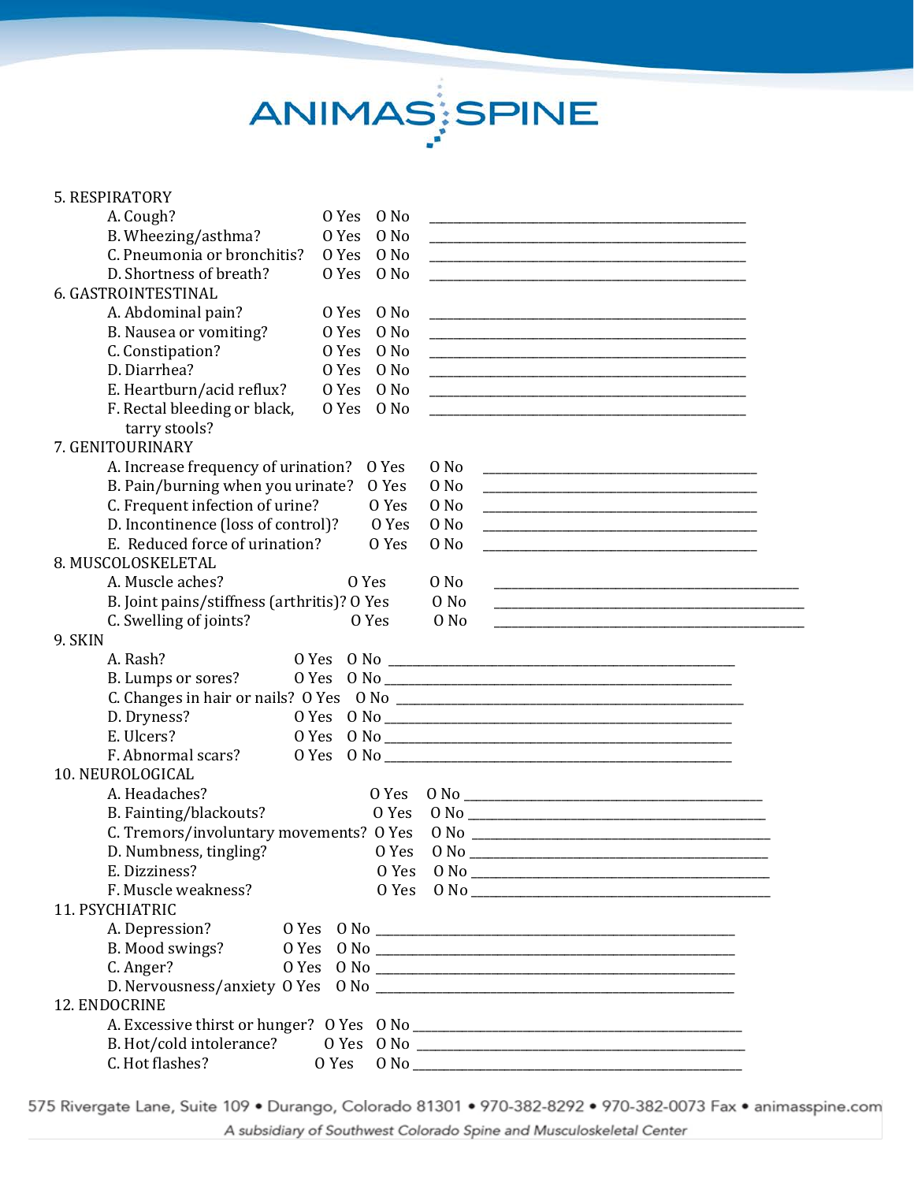5. RESPIRATORY

A. Cough? O Yes O No ____________________

B. Wheezing/asthma? O Yes O No ____________________

C. Pneumonia or bronchitis? O Yes O No ____________________

D. Shortness of breath? O Yes O No ____________________

6. GASTROINTESTINAL

A. Abdominal pain? O Yes O No ____________________

B. Nausea or vomiting? O Yes O No ____________________

C. Constipation? O Yes O No ____________________

D. Diarrhea? O Yes O No ____________________

E. Heartburn/acid reflux? O Yes O No ____________________

F. Rectal bleeding or black, tarry stools? O Yes O No ____________________

7. GENITOURINARY

A. Increase frequency of urination? O Yes O No ____________________

B. Pain/burning when you urinate? O Yes O No ____________________

C. Frequent infection of urine? O Yes O No ____________________

D. Incontinence (loss of control)? O Yes O No ____________________

E. Reduced force of urination? O Yes O No ____________________

8. MUSCOLOSKELETAL

A. Muscle aches? O Yes O No ____________________

B. Joint pains/stiffness (arthritis)? O Yes O No ____________________

C. Swelling of joints? O Yes O No ____________________

9. SKIN

A. Rash? O Yes O No ____________________

B. Lumps or sores? O Yes O No ____________________

C. Changes in hair or nails? O Yes O No ____________________

D. Dryness? O Yes O No ____________________

E. Ulcers? O Yes O No ____________________

F. Abnormal scars? O Yes O No ____________________

10. NEUROLOGICAL

A. Headaches? O Yes O No ____________________

B. Fainting/blackouts? O Yes O No ____________________

C. Tremors/involuntary movements? O Yes O No ____________________

D. Numbness, tingling? O Yes O No ____________________

E. Dizziness? O Yes O No ____________________

F. Muscle weakness? O Yes O No ____________________

11. PSYCHIATRIC

A. Depression? O Yes O No ____________________

B. Mood swings? O Yes O No ____________________

C. Anger? O Yes O No ____________________

D. Nervousness/anxiety O Yes O No ____________________

12. ENDOCRINE

A. Excessive thirst or hunger? O Yes O No ____________________

B. Hot/cold intolerance? O Yes O No ____________________

C. Hot flashes? O Yes O No ____________________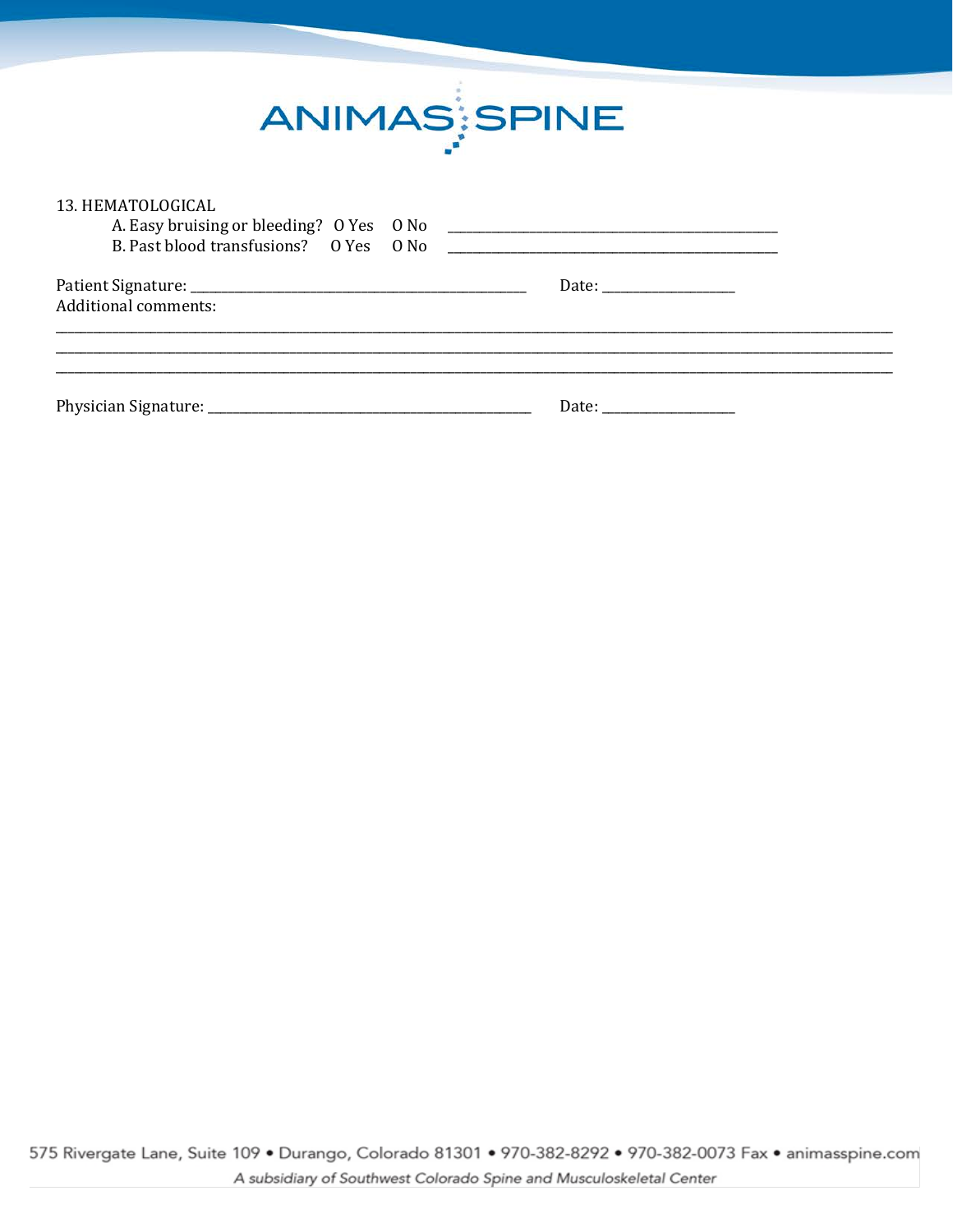13. HEMATOLOGICAL

A. Easy bruising or bleeding? O Yes O No ______________________________________________

B. Past blood transfusions? O Yes O No ______________________________________________

Patient Signature: ______________________________________________ Date: __________________

Additional comments:

______________________________________________________________________________________________________________________

______________________________________________________________________________________________________________________

______________________________________________________________________________________________________________________

Physician Signature: ______________________________________________ Date: __________________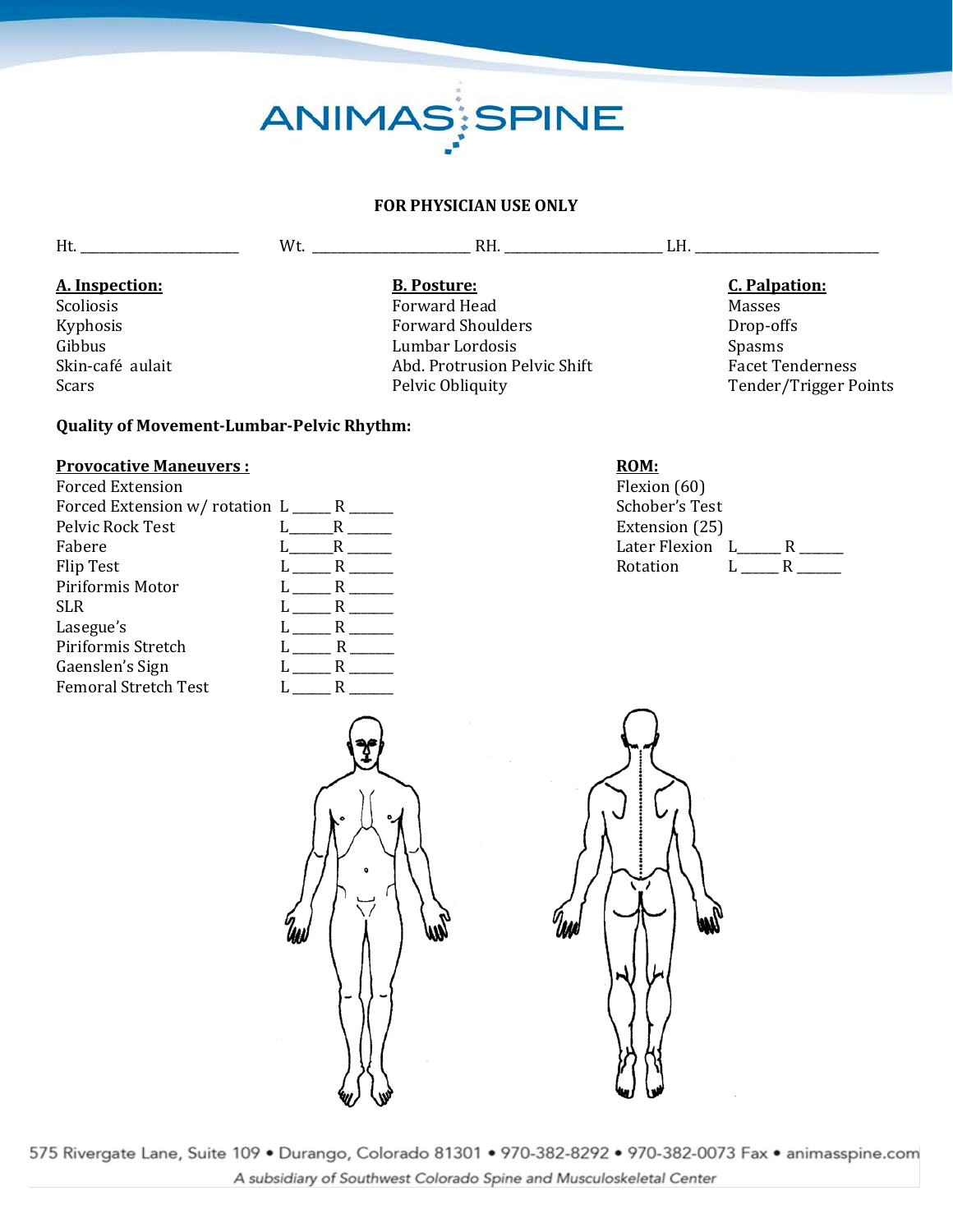ANIMAS SPINE

**FOR PHYSICIAN USE ONLY**

Ht. ______________________ Wt. ______________________ RH. ______________________ LH. __________________________

**A. Inspection:**

Scoliosis
Kyphosis
Gibbus
Skin-café aulait
Scars

**B. Posture:**

Forward Head
Forward Shoulders
Lumbar Lordosis
Abd. Protrusion Pelvic Shift
Pelvic Obliquity

**C. Palpation:**

Masses
Drop-offs
Spasms
Facet Tenderness
Tender/Trigger Points

**Quality of Movement-Lumbar-Pelvic Rhythm:**

**Provocative Maneuvers :**

Forced Extension
Forced Extension w/ rotation L _____ R ______
Pelvic Rock Test L______R ______
Fabere L______R ______
Flip Test L _____ R ______
Piriformis Motor L _____ R ______
SLR L _____ R ______
Lasegue's L _____ R ______
Piriformis Stretch L _____ R ______
Gaenslen's Sign L _____ R ______
Femoral Stretch Test L _____ R ______

**ROM:**

Flexion (60)
Schober's Test
Extension (25)
Later Flexion L______ R ______
Rotation L _____ R ______